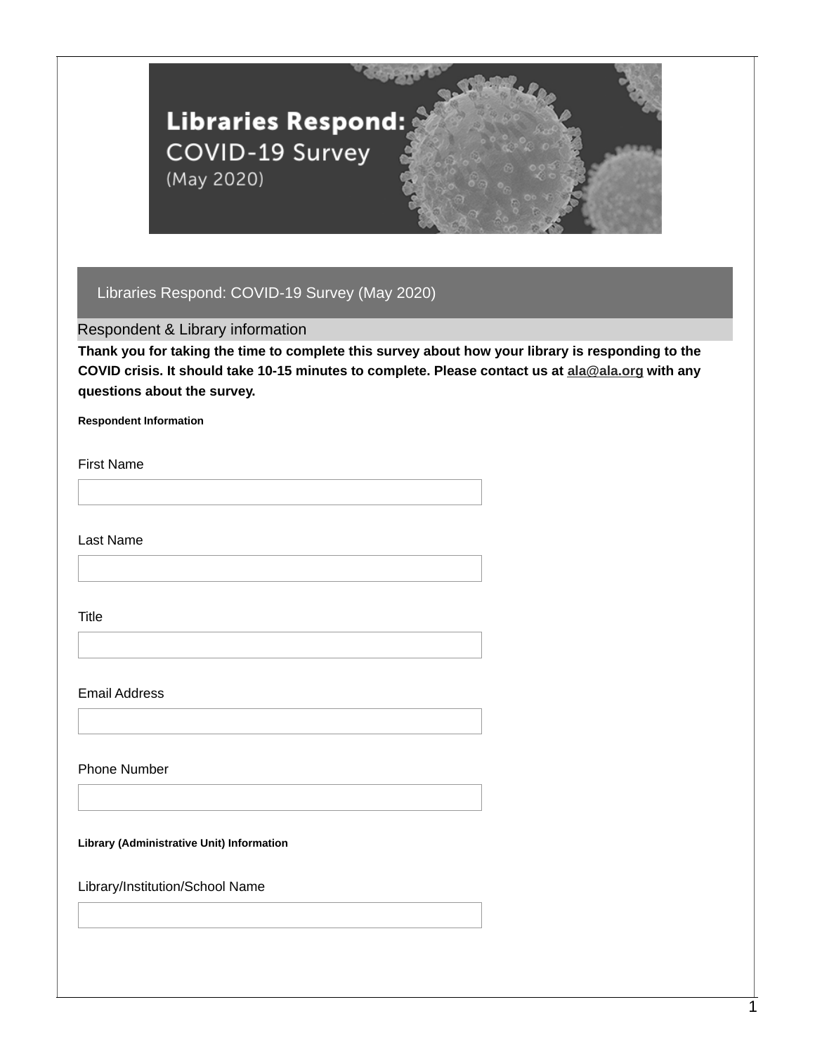# Libraries Respond: COVID-19 Survey (May 2020)

## Libraries Respond: COVID-19 Survey (May 2020)

### Respondent & Library information

**Thank you for taking the time to complete this survey about how your library is responding to the COVID crisis. It should take 10-15 minutes to complete. Please contact us at ala@ala.org with any questions about the survey.**

**Respondent Information**

First Name

Last Name

Title

Email Address

Phone Number

**Library (Administrative Unit) Information**

Library/Institution/School Name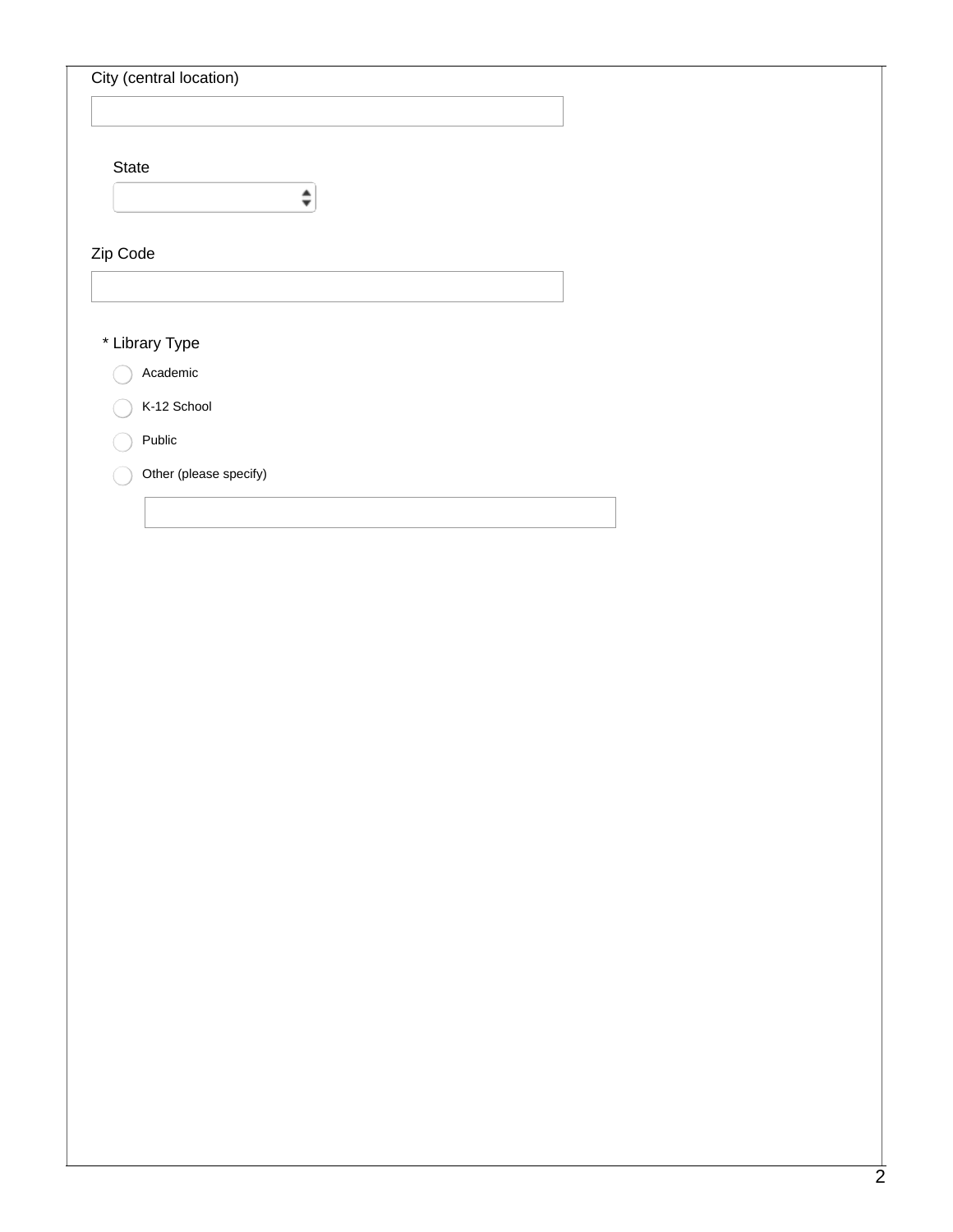City (central location)

State

Zip Code

* Library Type

- Academic
- K-12 School
- Public
- Other (please specify)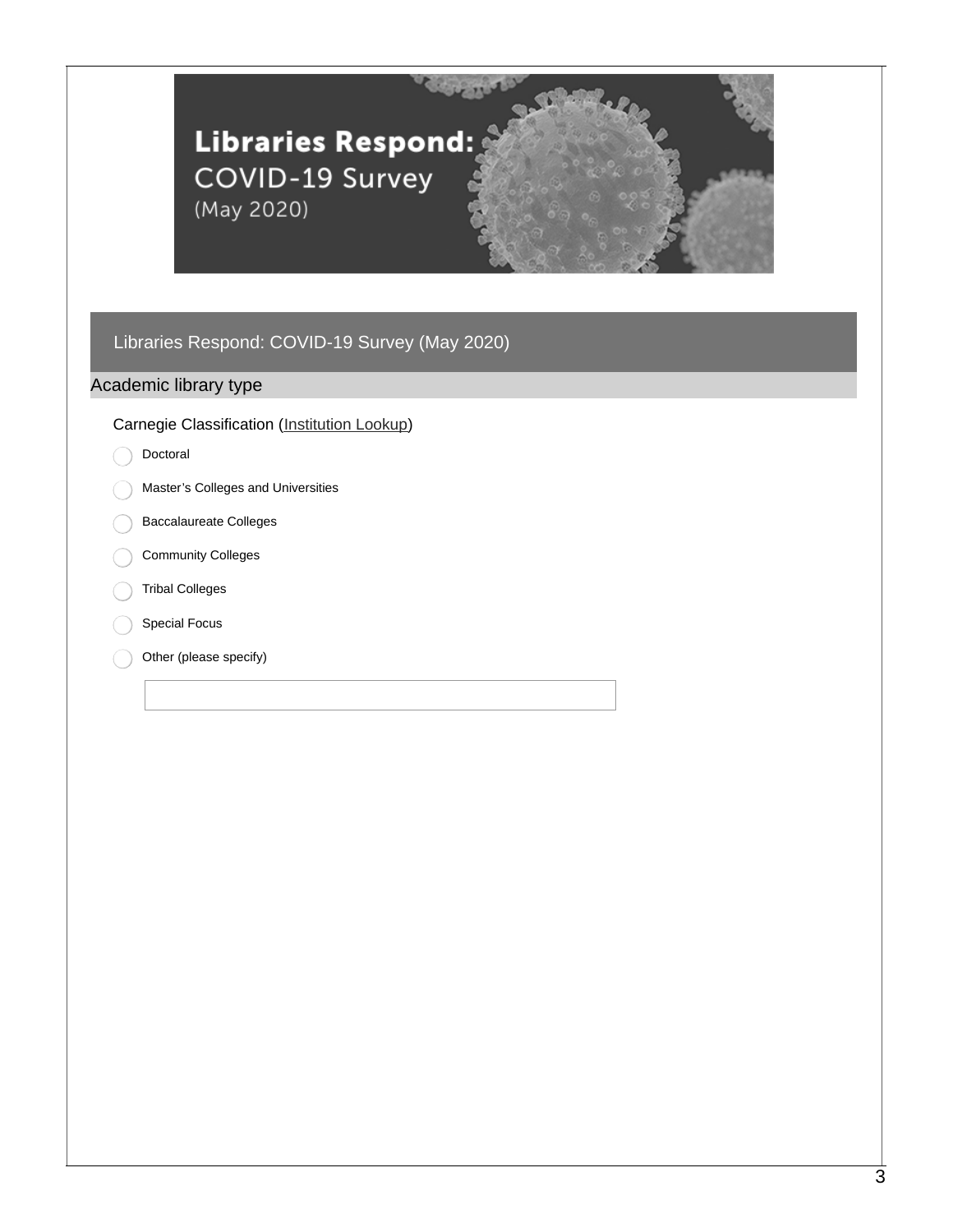# Libraries Respond: COVID-19 Survey (May 2020)

## Academic library type

Carnegie Classification (Institution Lookup)

- Doctoral
- Master's Colleges and Universities
- Baccalaureate Colleges
- Community Colleges
- Tribal Colleges
- Special Focus
- Other (please specify)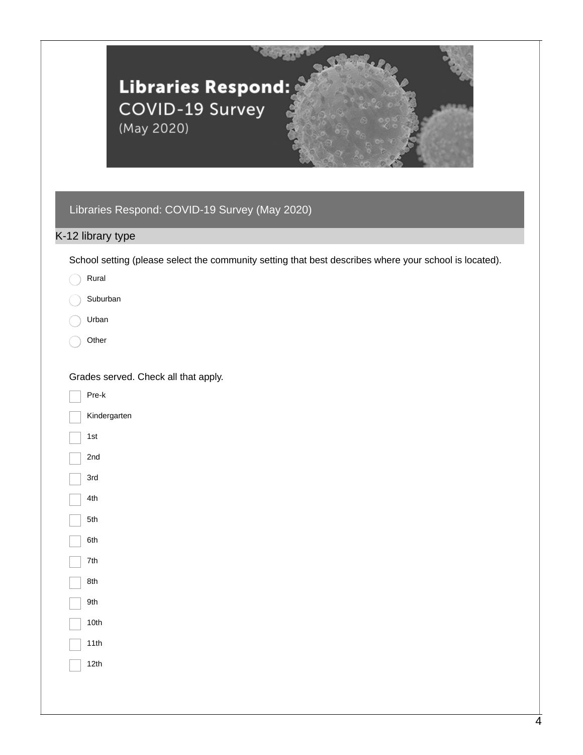# Libraries Respond: COVID-19 Survey (May 2020)

## K-12 library type

School setting (please select the community setting that best describes where your school is located).

- ◯ Rural
- ◯ Suburban
- ◯ Urban
- ◯ Other

Grades served. Check all that apply.

- ☐ Pre-k
- ☐ Kindergarten
- ☐ 1st
- ☐ 2nd
- ☐ 3rd
- ☐ 4th
- ☐ 5th
- ☐ 6th
- ☐ 7th
- ☐ 8th
- ☐ 9th
- ☐ 10th
- ☐ 11th
- ☐ 12th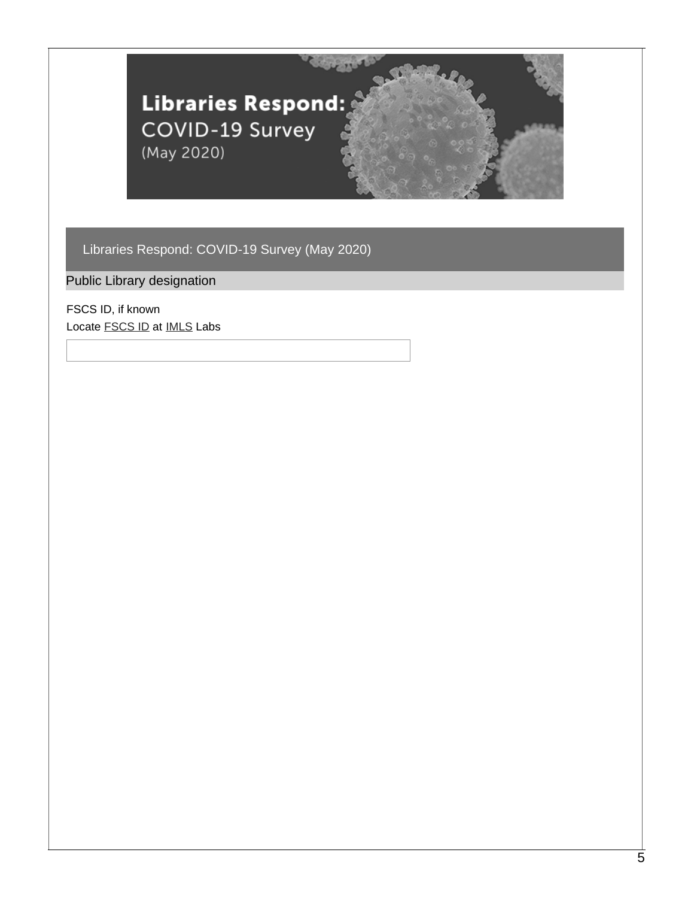# Libraries Respond: COVID-19 Survey (May 2020)

## Libraries Respond: COVID-19 Survey (May 2020)

### Public Library designation

FSCS ID, if known

Locate FSCS ID at IMLS Labs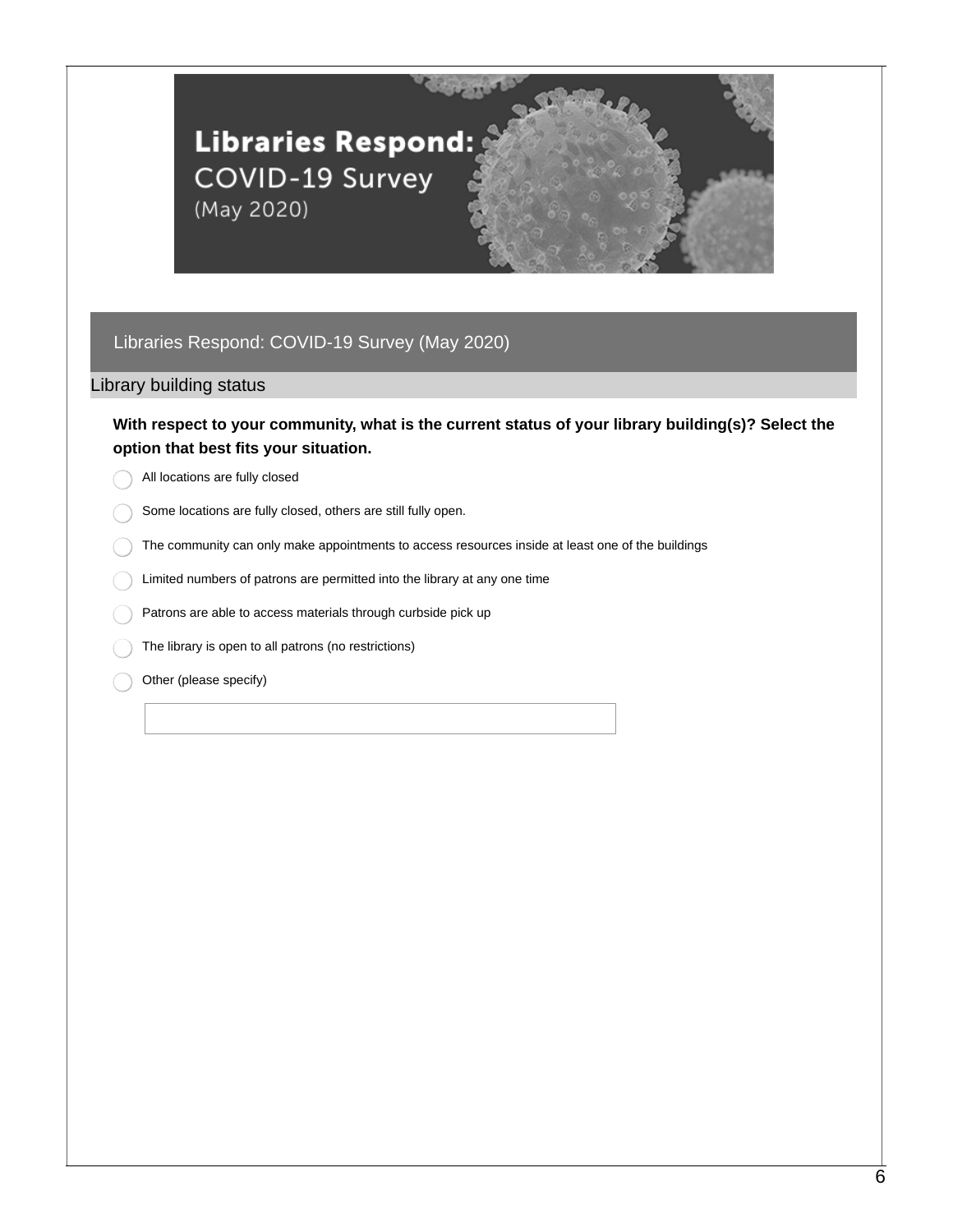# Libraries Respond: COVID-19 Survey (May 2020)

Libraries Respond: COVID-19 Survey (May 2020)

## Library building status

**With respect to your community, what is the current status of your library building(s)? Select the option that best fits your situation.**

- All locations are fully closed
- Some locations are fully closed, others are still fully open.
- The community can only make appointments to access resources inside at least one of the buildings
- Limited numbers of patrons are permitted into the library at any one time
- Patrons are able to access materials through curbside pick up
- The library is open to all patrons (no restrictions)
- Other (please specify)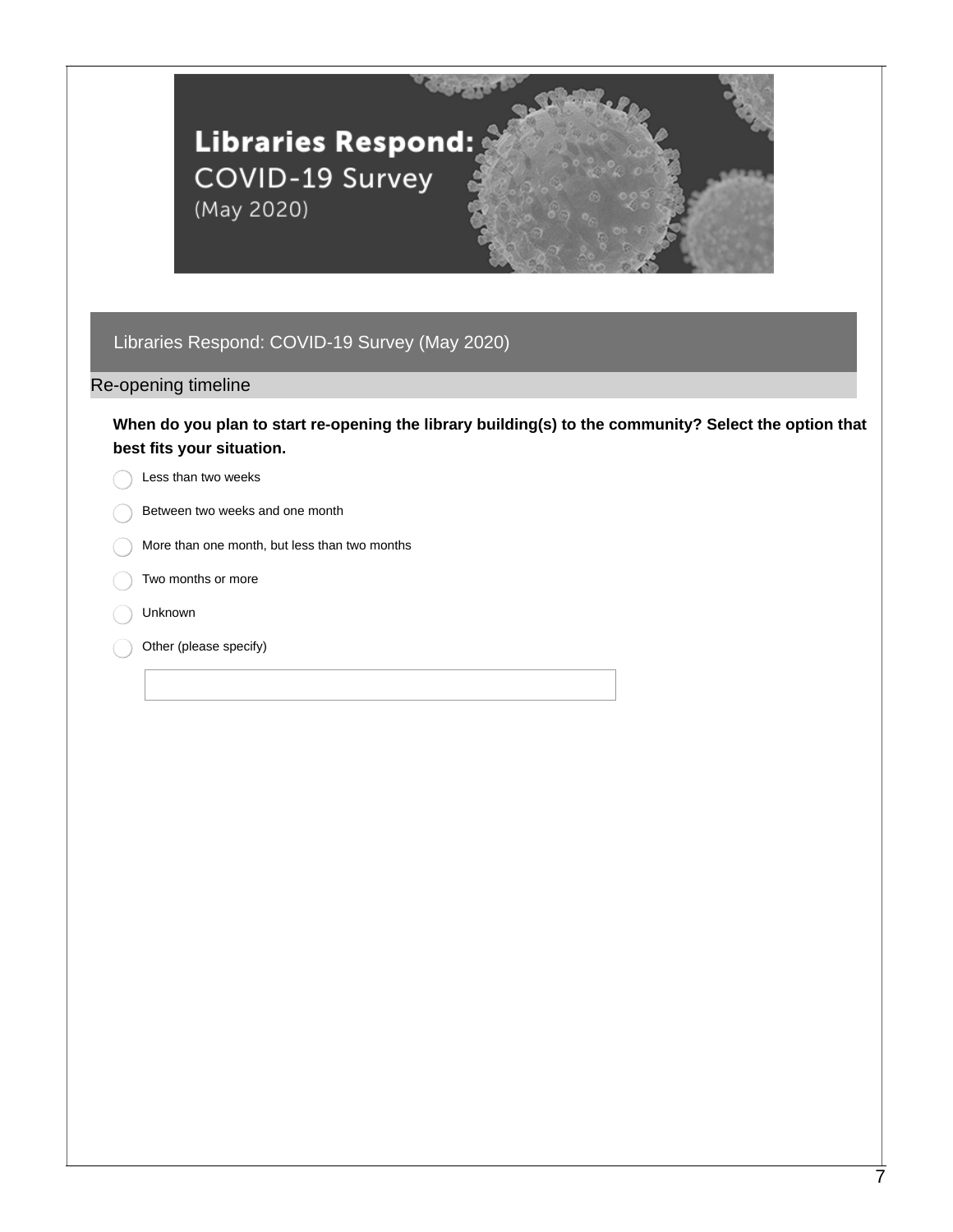# Libraries Respond: COVID-19 Survey (May 2020)

## Libraries Respond: COVID-19 Survey (May 2020)

### Re-opening timeline

**When do you plan to start re-opening the library building(s) to the community? Select the option that best fits your situation.**

- Less than two weeks
- Between two weeks and one month
- More than one month, but less than two months
- Two months or more
- Unknown
- Other (please specify)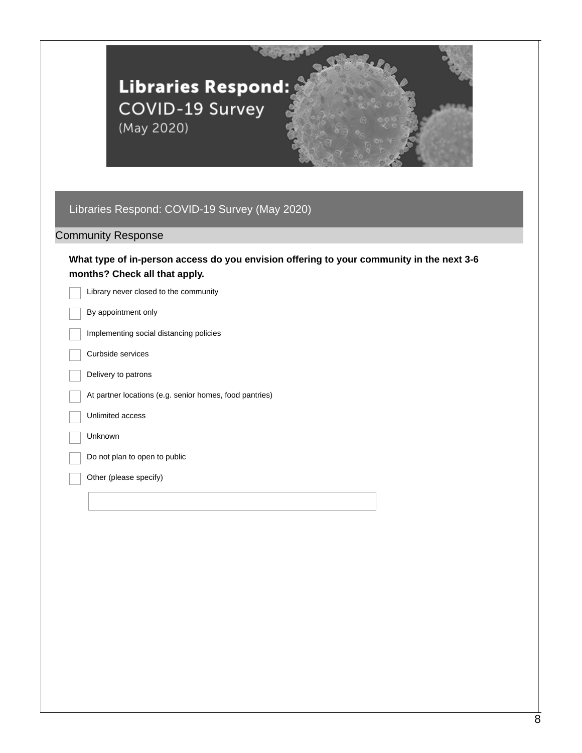# Libraries Respond: COVID-19 Survey (May 2020)

## Libraries Respond: COVID-19 Survey (May 2020)

### Community Response

**What type of in-person access do you envision offering to your community in the next 3-6 months? Check all that apply.**

- [ ] Library never closed to the community
- [ ] By appointment only
- [ ] Implementing social distancing policies
- [ ] Curbside services
- [ ] Delivery to patrons
- [ ] At partner locations (e.g. senior homes, food pantries)
- [ ] Unlimited access
- [ ] Unknown
- [ ] Do not plan to open to public
- [ ] Other (please specify)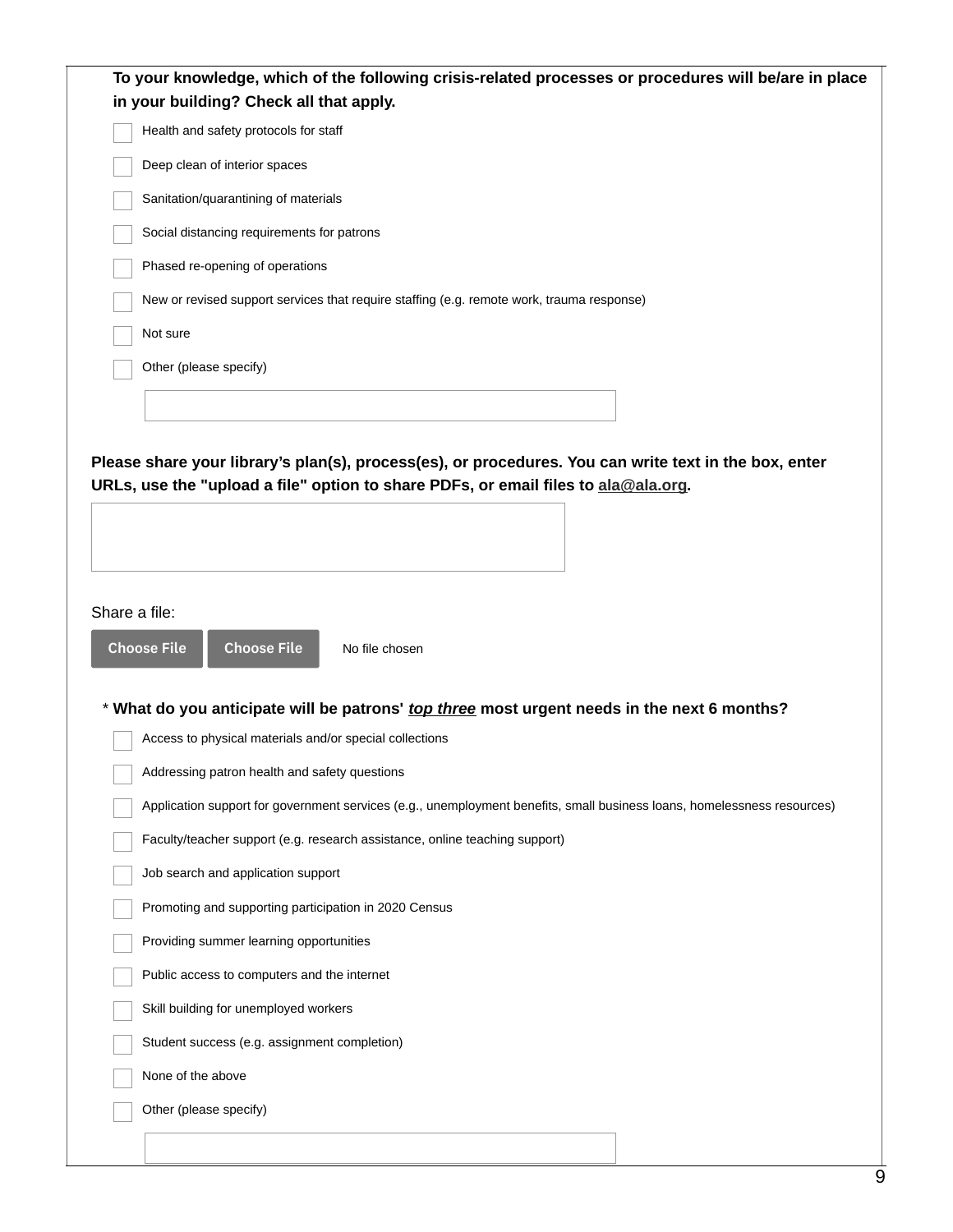**To your knowledge, which of the following crisis-related processes or procedures will be/are in place in your building? Check all that apply.**

- [ ] Health and safety protocols for staff
- [ ] Deep clean of interior spaces
- [ ] Sanitation/quarantining of materials
- [ ] Social distancing requirements for patrons
- [ ] Phased re-opening of operations
- [ ] New or revised support services that require staffing (e.g. remote work, trauma response)
- [ ] Not sure
- [ ] Other (please specify)

**Please share your library's plan(s), process(es), or procedures. You can write text in the box, enter URLs, use the "upload a file" option to share PDFs, or email files to ala@ala.org.**

Share a file:

Choose File Choose File No file chosen

\* **What do you anticipate will be patrons' *top three* most urgent needs in the next 6 months?**

- [ ] Access to physical materials and/or special collections
- [ ] Addressing patron health and safety questions
- [ ] Application support for government services (e.g., unemployment benefits, small business loans, homelessness resources)
- [ ] Faculty/teacher support (e.g. research assistance, online teaching support)
- [ ] Job search and application support
- [ ] Promoting and supporting participation in 2020 Census
- [ ] Providing summer learning opportunities
- [ ] Public access to computers and the internet
- [ ] Skill building for unemployed workers
- [ ] Student success (e.g. assignment completion)
- [ ] None of the above
- [ ] Other (please specify)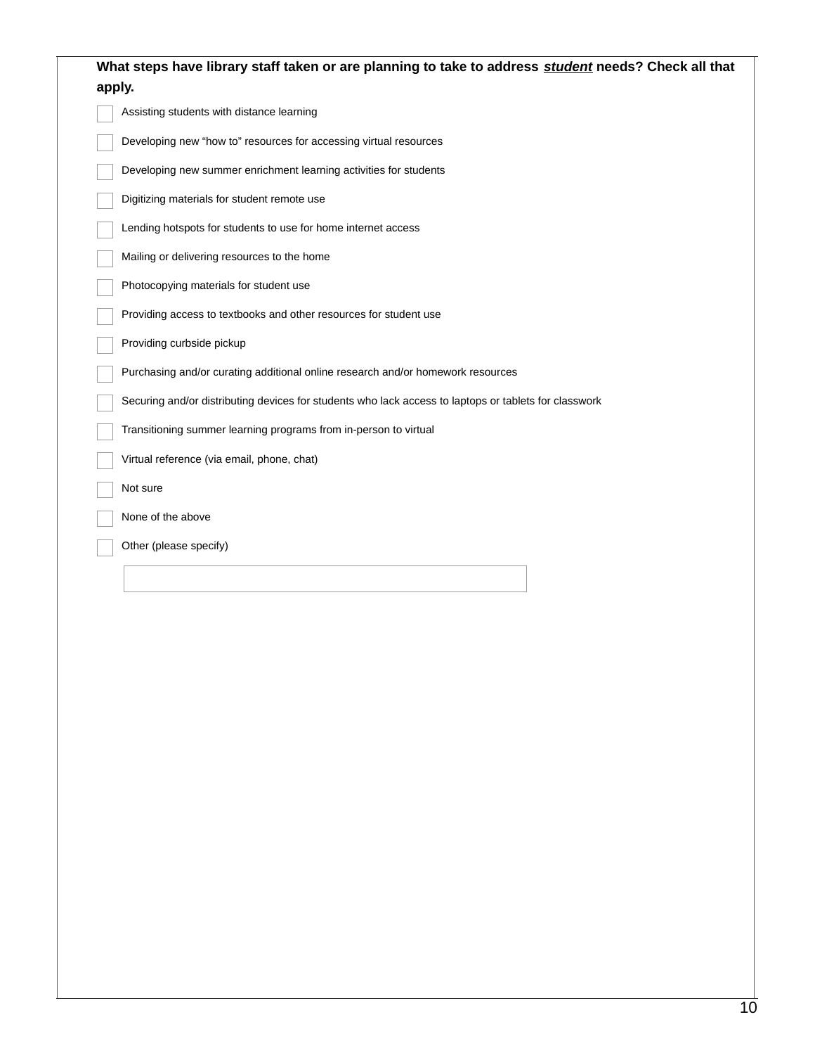**What steps have library staff taken or are planning to take to address *student* needs? Check all that apply.**

- ☐ Assisting students with distance learning
- ☐ Developing new “how to” resources for accessing virtual resources
- ☐ Developing new summer enrichment learning activities for students
- ☐ Digitizing materials for student remote use
- ☐ Lending hotspots for students to use for home internet access
- ☐ Mailing or delivering resources to the home
- ☐ Photocopying materials for student use
- ☐ Providing access to textbooks and other resources for student use
- ☐ Providing curbside pickup
- ☐ Purchasing and/or curating additional online research and/or homework resources
- ☐ Securing and/or distributing devices for students who lack access to laptops or tablets for classwork
- ☐ Transitioning summer learning programs from in-person to virtual
- ☐ Virtual reference (via email, phone, chat)
- ☐ Not sure
- ☐ None of the above
- ☐ Other (please specify)

\_\_\_\_\_\_\_\_\_\_\_\_\_\_\_\_\_\_\_\_\_\_\_\_\_\_\_\_\_\_\_\_\_\_\_\_\_\_\_\_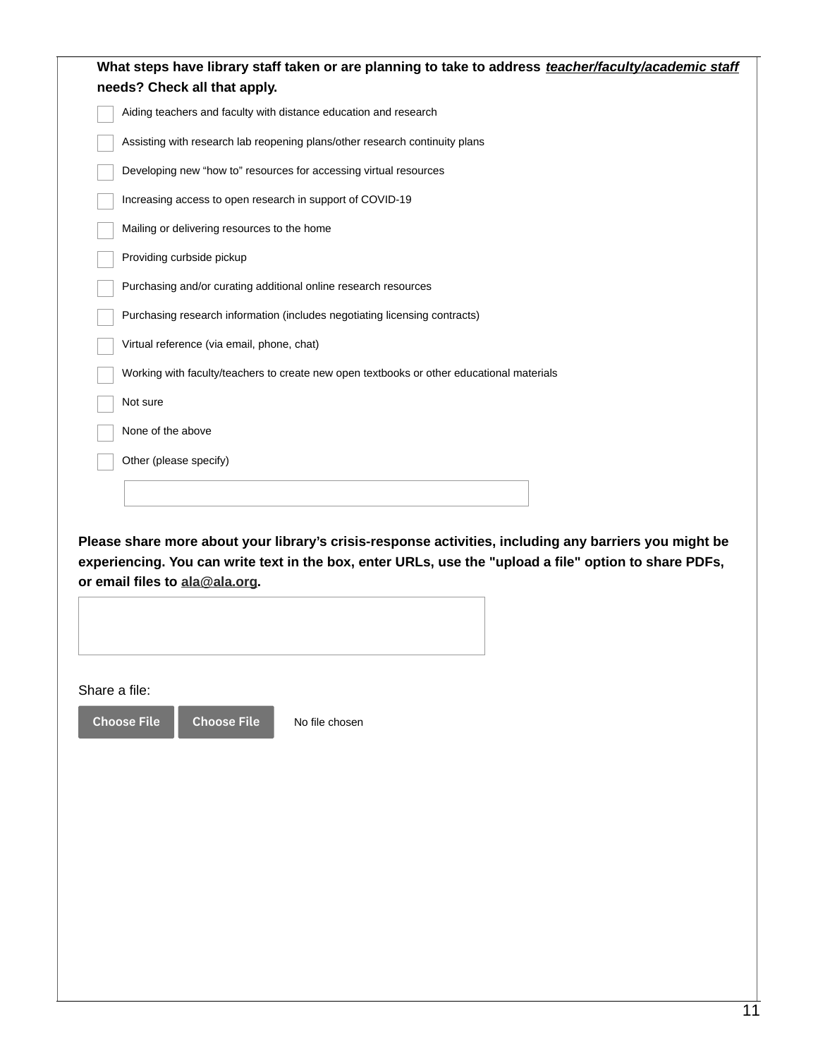**What steps have library staff taken or are planning to take to address *teacher/faculty/academic staff* needs? Check all that apply.**

- [ ] Aiding teachers and faculty with distance education and research
- [ ] Assisting with research lab reopening plans/other research continuity plans
- [ ] Developing new "how to" resources for accessing virtual resources
- [ ] Increasing access to open research in support of COVID-19
- [ ] Mailing or delivering resources to the home
- [ ] Providing curbside pickup
- [ ] Purchasing and/or curating additional online research resources
- [ ] Purchasing research information (includes negotiating licensing contracts)
- [ ] Virtual reference (via email, phone, chat)
- [ ] Working with faculty/teachers to create new open textbooks or other educational materials
- [ ] Not sure
- [ ] None of the above
- [ ] Other (please specify)

**Please share more about your library's crisis-response activities, including any barriers you might be experiencing. You can write text in the box, enter URLs, use the "upload a file" option to share PDFs, or email files to ala@ala.org.**

Share a file:

Choose File Choose File No file chosen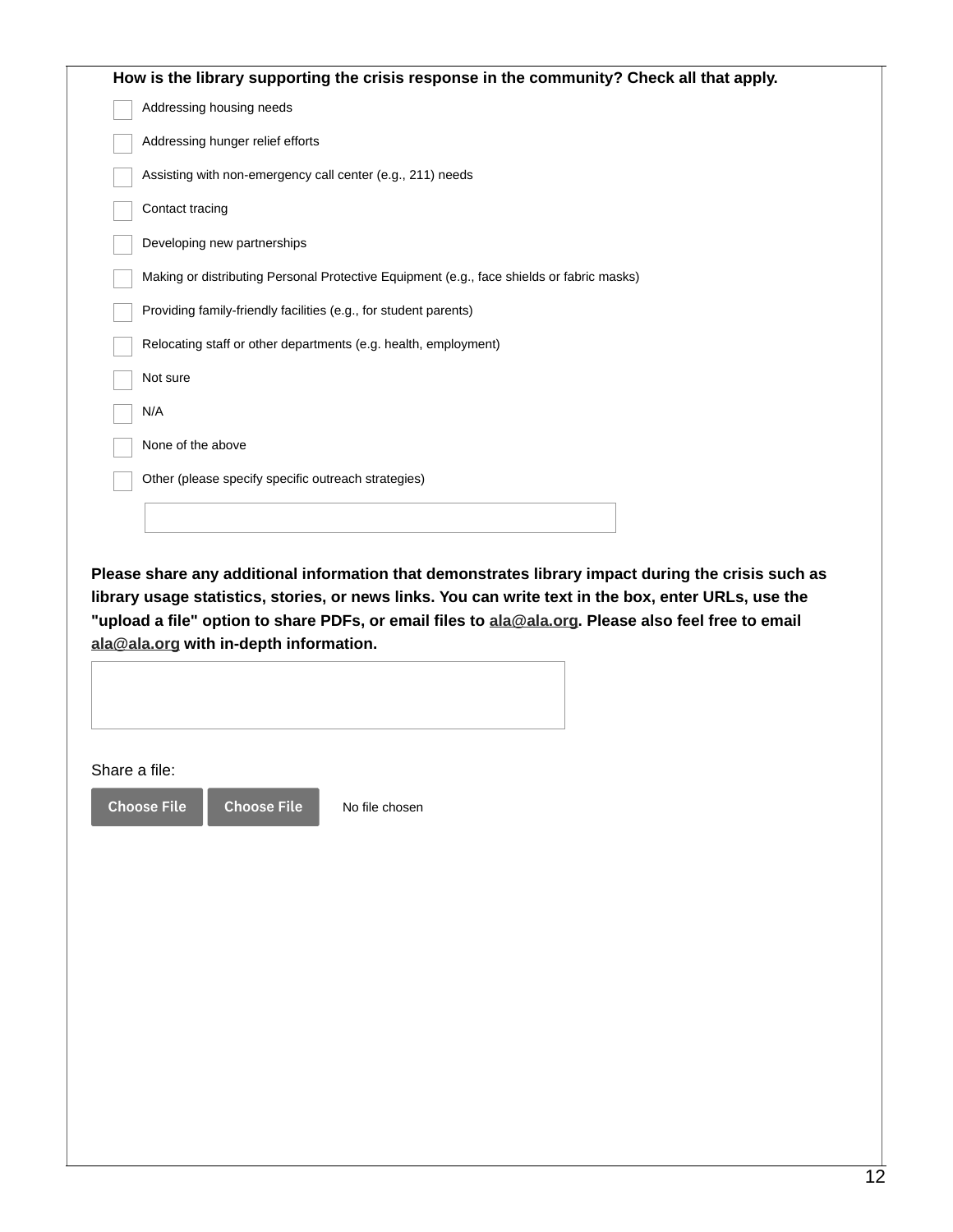**How is the library supporting the crisis response in the community? Check all that apply.**

- [ ] Addressing housing needs
- [ ] Addressing hunger relief efforts
- [ ] Assisting with non-emergency call center (e.g., 211) needs
- [ ] Contact tracing
- [ ] Developing new partnerships
- [ ] Making or distributing Personal Protective Equipment (e.g., face shields or fabric masks)
- [ ] Providing family-friendly facilities (e.g., for student parents)
- [ ] Relocating staff or other departments (e.g. health, employment)
- [ ] Not sure
- [ ] N/A
- [ ] None of the above
- [ ] Other (please specify specific outreach strategies)

**Please share any additional information that demonstrates library impact during the crisis such as library usage statistics, stories, or news links. You can write text in the box, enter URLs, use the "upload a file" option to share PDFs, or email files to ala@ala.org. Please also feel free to email ala@ala.org with in-depth information.**

Share a file:

Choose File Choose File No file chosen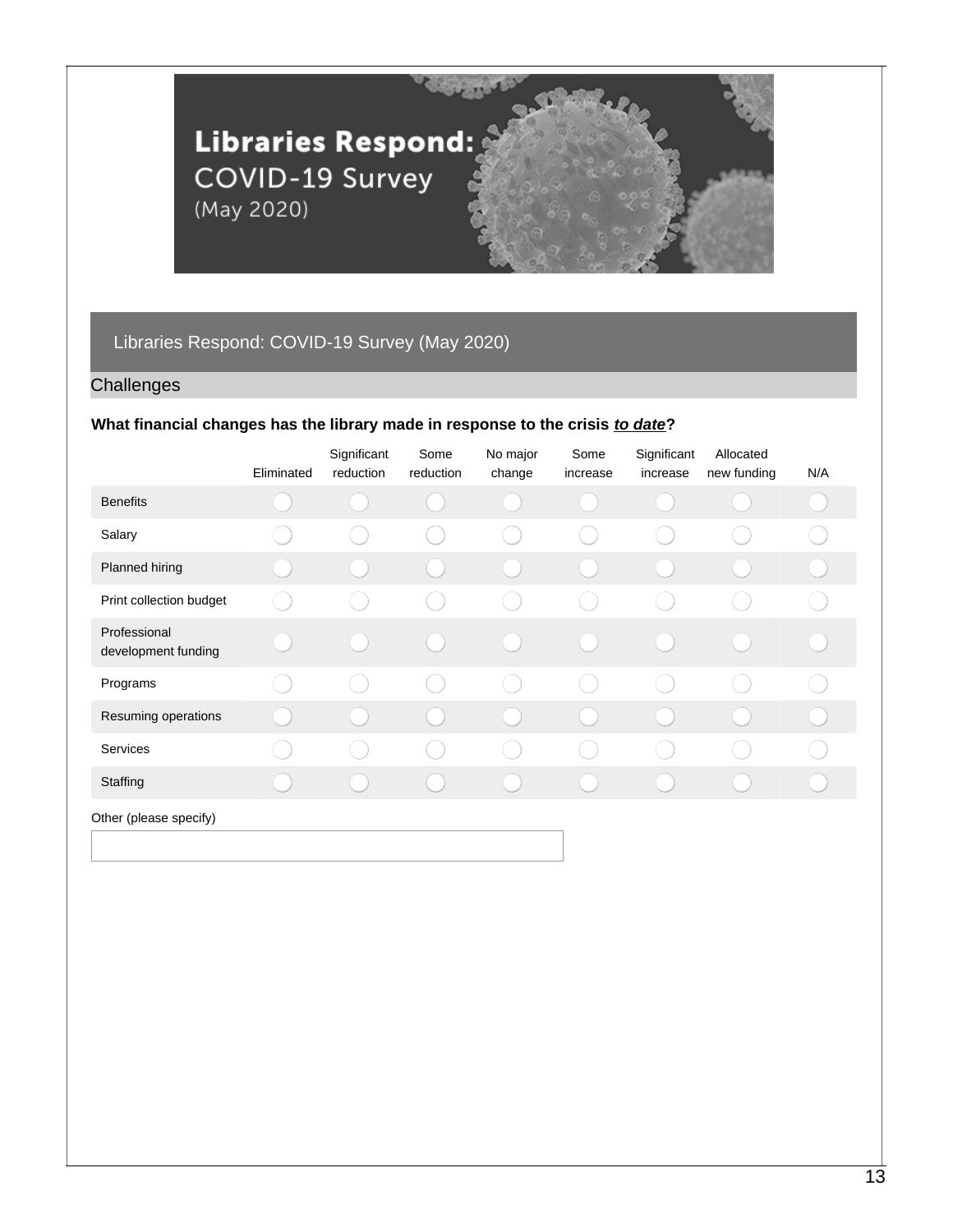# Libraries Respond: COVID-19 Survey (May 2020)

## Libraries Respond: COVID-19 Survey (May 2020)

### Challenges

**What financial changes has the library made in response to the crisis *to date*?**

| | Eliminated | Significant reduction | Some reduction | No major change | Some increase | Significant increase | Allocated new funding | N/A |
|---|---|---|---|---|---|---|---|---|
| Benefits | ◯ | ◯ | ◯ | ◯ | ◯ | ◯ | ◯ | ◯ |
| Salary | ◯ | ◯ | ◯ | ◯ | ◯ | ◯ | ◯ | ◯ |
| Planned hiring | ◯ | ◯ | ◯ | ◯ | ◯ | ◯ | ◯ | ◯ |
| Print collection budget | ◯ | ◯ | ◯ | ◯ | ◯ | ◯ | ◯ | ◯ |
| Professional development funding | ◯ | ◯ | ◯ | ◯ | ◯ | ◯ | ◯ | ◯ |
| Programs | ◯ | ◯ | ◯ | ◯ | ◯ | ◯ | ◯ | ◯ |
| Resuming operations | ◯ | ◯ | ◯ | ◯ | ◯ | ◯ | ◯ | ◯ |
| Services | ◯ | ◯ | ◯ | ◯ | ◯ | ◯ | ◯ | ◯ |
| Staffing | ◯ | ◯ | ◯ | ◯ | ◯ | ◯ | ◯ | ◯ |

Other (please specify)

[ ]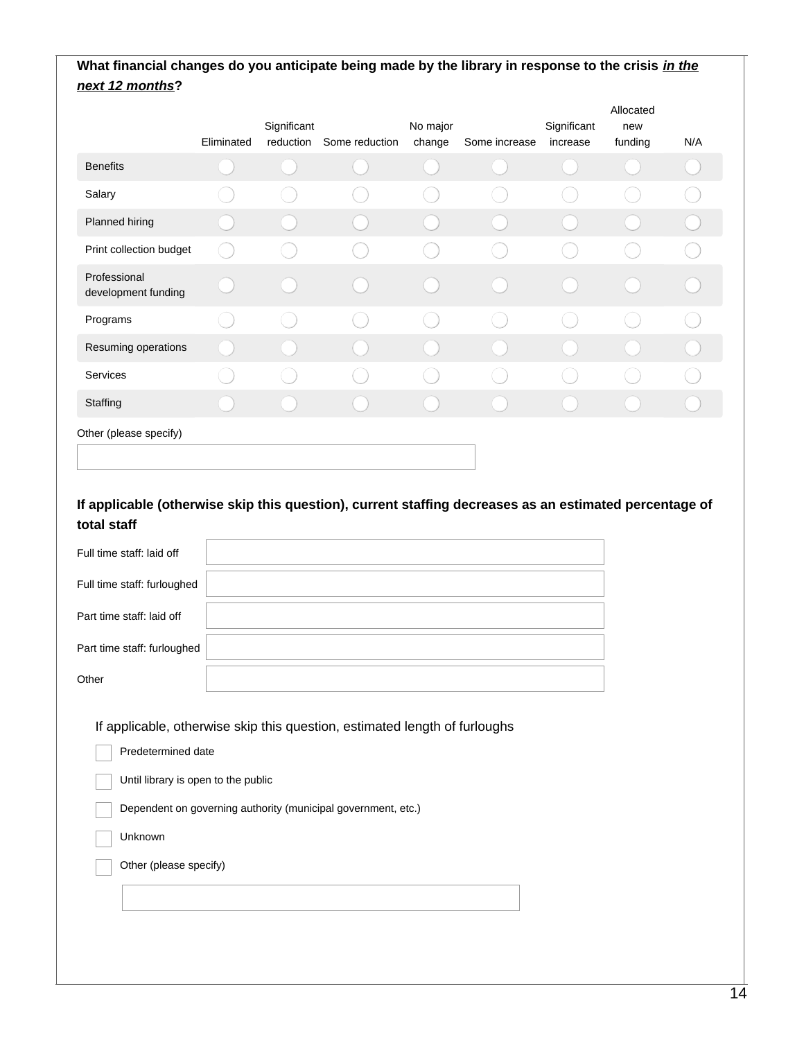**What financial changes do you anticipate being made by the library in response to the crisis *in the next 12 months*?**

| | Eliminated | Significant reduction | Some reduction | No major change | Some increase | Significant increase | Allocated new funding | N/A |
|---|---|---|---|---|---|---|---|---|
| Benefits | ◯ | ◯ | ◯ | ◯ | ◯ | ◯ | ◯ | ◯ |
| Salary | ◯ | ◯ | ◯ | ◯ | ◯ | ◯ | ◯ | ◯ |
| Planned hiring | ◯ | ◯ | ◯ | ◯ | ◯ | ◯ | ◯ | ◯ |
| Print collection budget | ◯ | ◯ | ◯ | ◯ | ◯ | ◯ | ◯ | ◯ |
| Professional development funding | ◯ | ◯ | ◯ | ◯ | ◯ | ◯ | ◯ | ◯ |
| Programs | ◯ | ◯ | ◯ | ◯ | ◯ | ◯ | ◯ | ◯ |
| Resuming operations | ◯ | ◯ | ◯ | ◯ | ◯ | ◯ | ◯ | ◯ |
| Services | ◯ | ◯ | ◯ | ◯ | ◯ | ◯ | ◯ | ◯ |
| Staffing | ◯ | ◯ | ◯ | ◯ | ◯ | ◯ | ◯ | ◯ |

Other (please specify)

\_\_\_\_\_\_\_\_\_\_\_\_\_\_\_\_\_\_\_\_

**If applicable (otherwise skip this question), current staffing decreases as an estimated percentage of total staff**

| | |
|---|---|
| Full time staff: laid off | |
| Full time staff: furloughed | |
| Part time staff: laid off | |
| Part time staff: furloughed | |
| Other | |

If applicable, otherwise skip this question, estimated length of furloughs

- ☐ Predetermined date
- ☐ Until library is open to the public
- ☐ Dependent on governing authority (municipal government, etc.)
- ☐ Unknown
- ☐ Other (please specify)

\_\_\_\_\_\_\_\_\_\_\_\_\_\_\_\_\_\_\_\_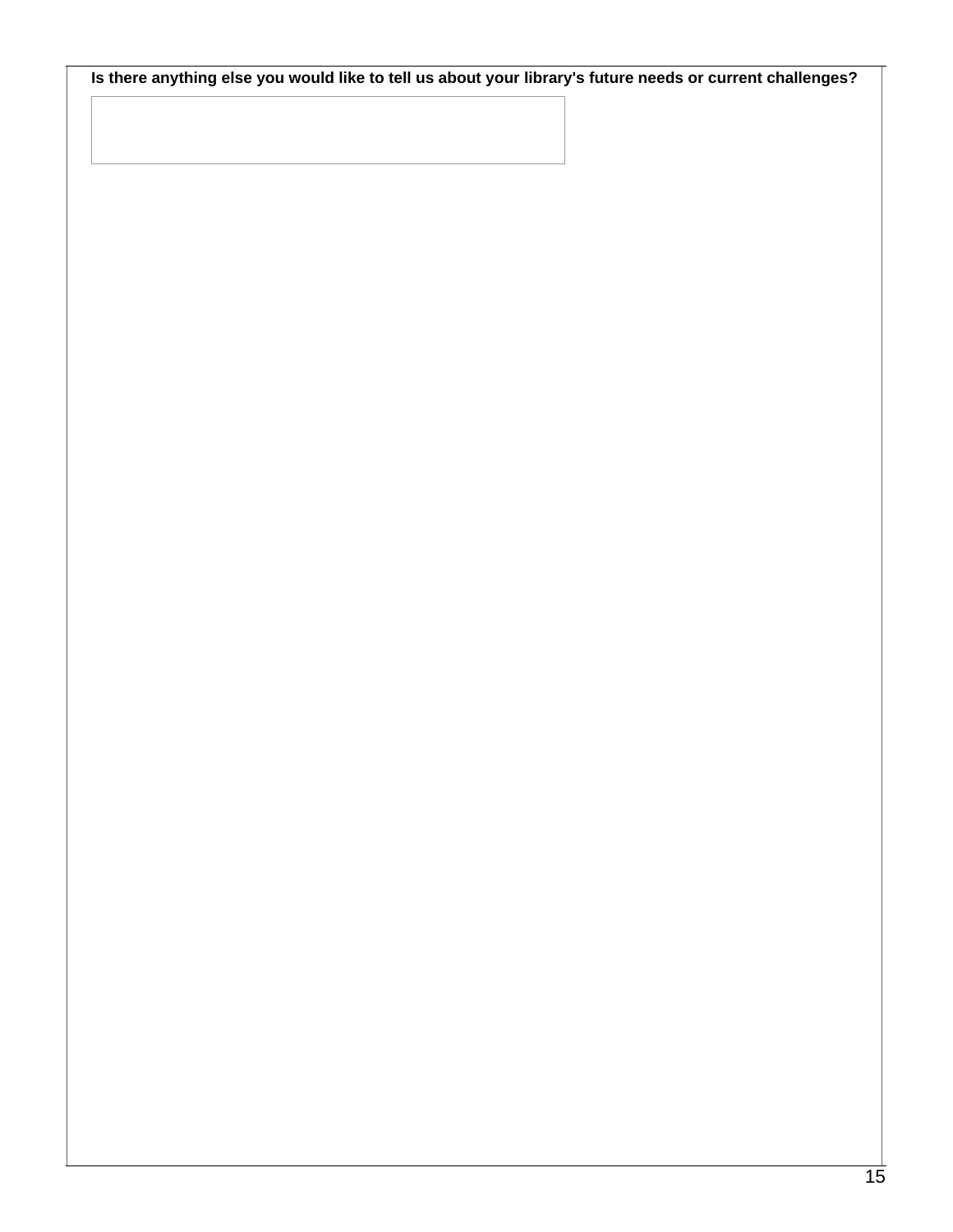**Is there anything else you would like to tell us about your library's future needs or current challenges?**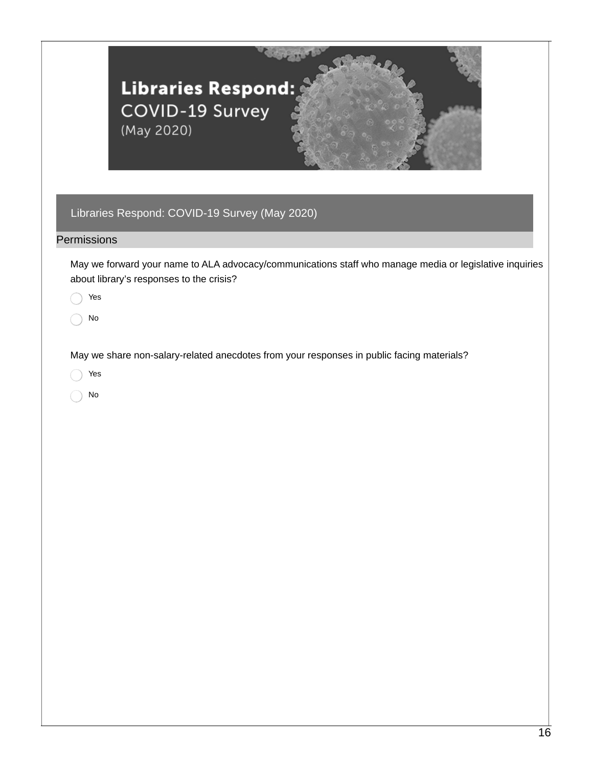Libraries Respond: COVID-19 Survey (May 2020)

## Libraries Respond: COVID-19 Survey (May 2020)

### Permissions

May we forward your name to ALA advocacy/communications staff who manage media or legislative inquiries about library's responses to the crisis?

- Yes
- No

May we share non-salary-related anecdotes from your responses in public facing materials?

- Yes
- No